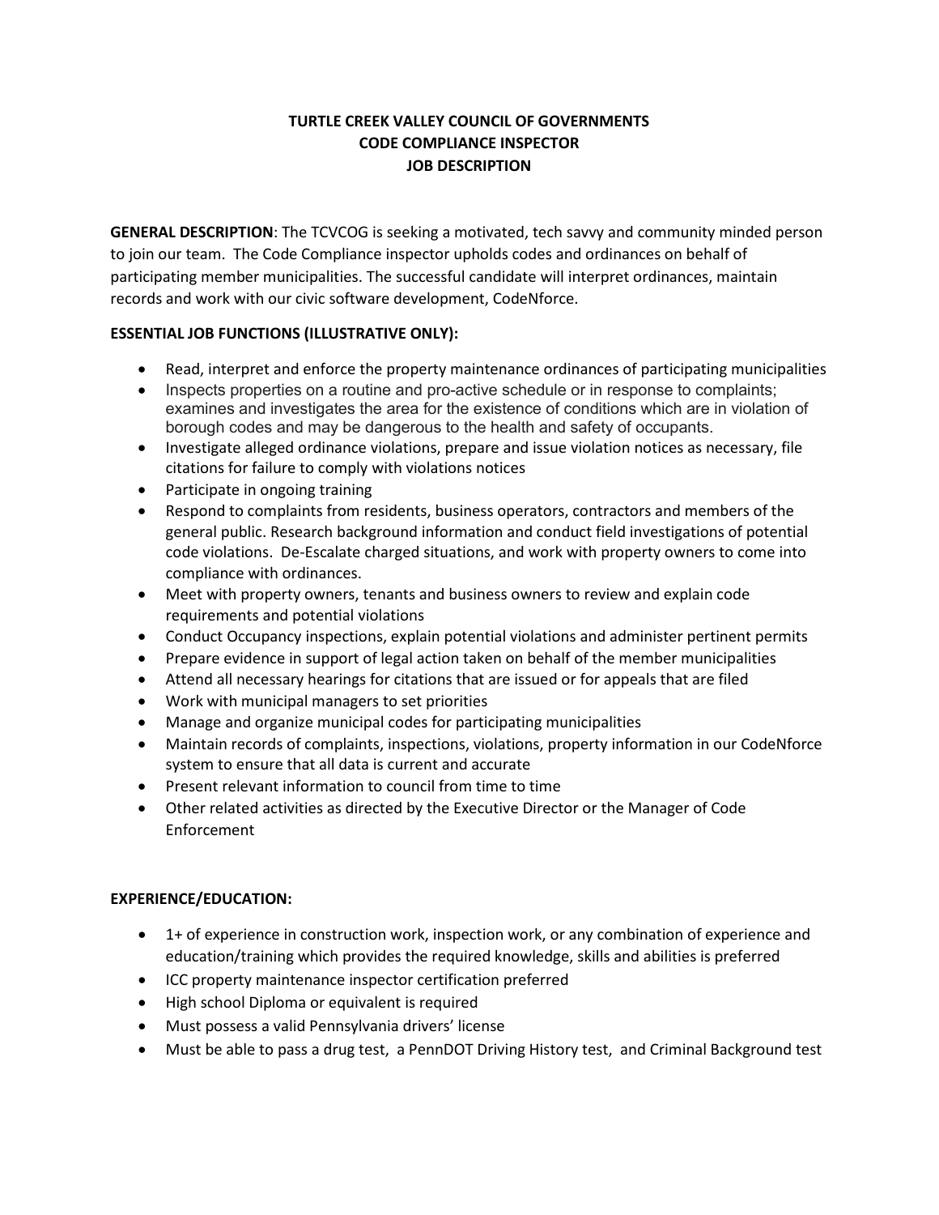**TURTLE CREEK VALLEY COUNCIL OF GOVERNMENTS**
**CODE COMPLIANCE INSPECTOR**
**JOB DESCRIPTION**

**GENERAL DESCRIPTION**: The TCVCOG is seeking a motivated, tech savvy and community minded person to join our team. The Code Compliance inspector upholds codes and ordinances on behalf of participating member municipalities. The successful candidate will interpret ordinances, maintain records and work with our civic software development, CodeNforce.

**ESSENTIAL JOB FUNCTIONS (ILLUSTRATIVE ONLY):**

- Read, interpret and enforce the property maintenance ordinances of participating municipalities
- Inspects properties on a routine and pro-active schedule or in response to complaints; examines and investigates the area for the existence of conditions which are in violation of borough codes and may be dangerous to the health and safety of occupants.
- Investigate alleged ordinance violations, prepare and issue violation notices as necessary, file citations for failure to comply with violations notices
- Participate in ongoing training
- Respond to complaints from residents, business operators, contractors and members of the general public. Research background information and conduct field investigations of potential code violations. De-Escalate charged situations, and work with property owners to come into compliance with ordinances.
- Meet with property owners, tenants and business owners to review and explain code requirements and potential violations
- Conduct Occupancy inspections, explain potential violations and administer pertinent permits
- Prepare evidence in support of legal action taken on behalf of the member municipalities
- Attend all necessary hearings for citations that are issued or for appeals that are filed
- Work with municipal managers to set priorities
- Manage and organize municipal codes for participating municipalities
- Maintain records of complaints, inspections, violations, property information in our CodeNforce system to ensure that all data is current and accurate
- Present relevant information to council from time to time
- Other related activities as directed by the Executive Director or the Manager of Code Enforcement

**EXPERIENCE/EDUCATION:**

- 1+ of experience in construction work, inspection work, or any combination of experience and education/training which provides the required knowledge, skills and abilities is preferred
- ICC property maintenance inspector certification preferred
- High school Diploma or equivalent is required
- Must possess a valid Pennsylvania drivers' license
- Must be able to pass a drug test, a PennDOT Driving History test, and Criminal Background test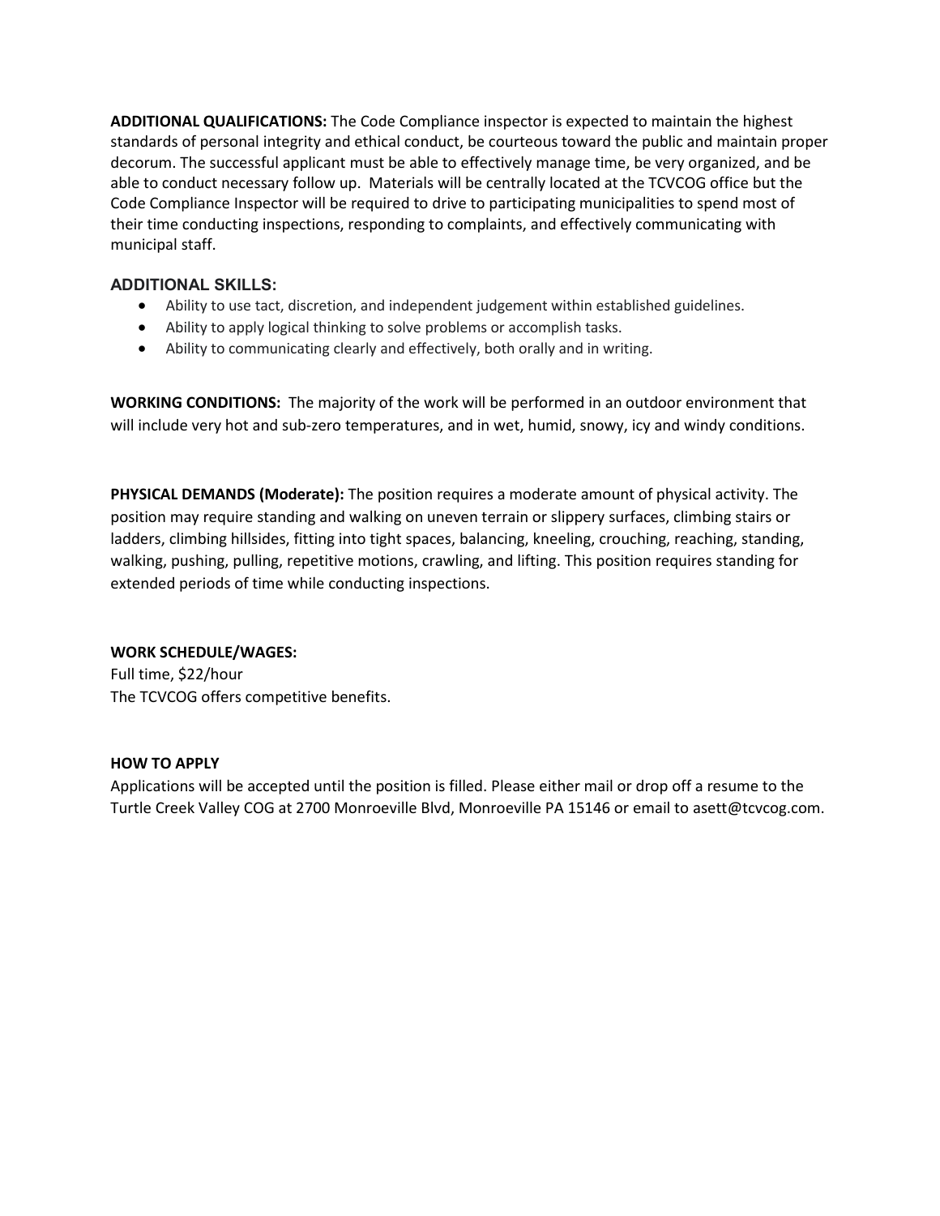**ADDITIONAL QUALIFICATIONS:** The Code Compliance inspector is expected to maintain the highest standards of personal integrity and ethical conduct, be courteous toward the public and maintain proper decorum. The successful applicant must be able to effectively manage time, be very organized, and be able to conduct necessary follow up. Materials will be centrally located at the TCVCOG office but the Code Compliance Inspector will be required to drive to participating municipalities to spend most of their time conducting inspections, responding to complaints, and effectively communicating with municipal staff.

**ADDITIONAL SKILLS:**

- Ability to use tact, discretion, and independent judgement within established guidelines.
- Ability to apply logical thinking to solve problems or accomplish tasks.
- Ability to communicating clearly and effectively, both orally and in writing.

**WORKING CONDITIONS:** The majority of the work will be performed in an outdoor environment that will include very hot and sub-zero temperatures, and in wet, humid, snowy, icy and windy conditions.

**PHYSICAL DEMANDS (Moderate):** The position requires a moderate amount of physical activity. The position may require standing and walking on uneven terrain or slippery surfaces, climbing stairs or ladders, climbing hillsides, fitting into tight spaces, balancing, kneeling, crouching, reaching, standing, walking, pushing, pulling, repetitive motions, crawling, and lifting. This position requires standing for extended periods of time while conducting inspections.

**WORK SCHEDULE/WAGES:**

Full time, $22/hour

The TCVCOG offers competitive benefits.

**HOW TO APPLY**

Applications will be accepted until the position is filled. Please either mail or drop off a resume to the Turtle Creek Valley COG at 2700 Monroeville Blvd, Monroeville PA 15146 or email to asett@tcvcog.com.